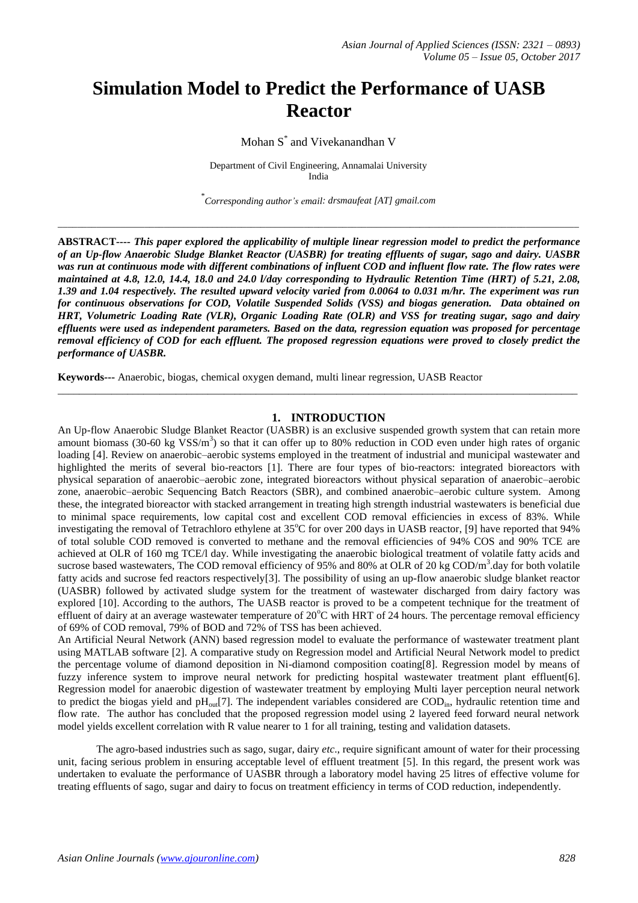# Simulation Model to Predict the Performance of UASB Reactor

Mohan S* and Vivekanandhan V

Department of Civil Engineering, Annamalai University
India

*Corresponding author's email: drsmaufeat [AT] gmail.com

---

**ABSTRACT---- *This paper explored the applicability of multiple linear regression model to predict the performance of an Up-flow Anaerobic Sludge Blanket Reactor (UASBR) for treating effluents of sugar, sago and dairy. UASBR was run at continuous mode with different combinations of influent COD and influent flow rate. The flow rates were maintained at 4.8, 12.0, 14.4, 18.0 and 24.0 l/day corresponding to Hydraulic Retention Time (HRT) of 5.21, 2.08, 1.39 and 1.04 respectively. The resulted upward velocity varied from 0.0064 to 0.031 m/hr. The experiment was run for continuous observations for COD, Volatile Suspended Solids (VSS) and biogas generation. Data obtained on HRT, Volumetric Loading Rate (VLR), Organic Loading Rate (OLR) and VSS for treating sugar, sago and dairy effluents were used as independent parameters. Based on the data, regression equation was proposed for percentage removal efficiency of COD for each effluent. The proposed regression equations were proved to closely predict the performance of UASBR.***

**Keywords---** Anaerobic, biogas, chemical oxygen demand, multi linear regression, UASB Reactor

---

## 1. INTRODUCTION

An Up-flow Anaerobic Sludge Blanket Reactor (UASBR) is an exclusive suspended growth system that can retain more amount biomass (30-60 kg VSS/$m^3$) so that it can offer up to 80% reduction in COD even under high rates of organic loading [4]. Review on anaerobic–aerobic systems employed in the treatment of industrial and municipal wastewater and highlighted the merits of several bio-reactors [1]. There are four types of bio-reactors: integrated bioreactors with physical separation of anaerobic–aerobic zone, integrated bioreactors without physical separation of anaerobic–aerobic zone, anaerobic–aerobic Sequencing Batch Reactors (SBR), and combined anaerobic–aerobic culture system. Among these, the integrated bioreactor with stacked arrangement in treating high strength industrial wastewaters is beneficial due to minimal space requirements, low capital cost and excellent COD removal efficiencies in excess of 83%. While investigating the removal of Tetrachloro ethylene at 35$^o$C for over 200 days in UASB reactor, [9] have reported that 94% of total soluble COD removed is converted to methane and the removal efficiencies of 94% COS and 90% TCE are achieved at OLR of 160 mg TCE/l day. While investigating the anaerobic biological treatment of volatile fatty acids and sucrose based wastewaters, The COD removal efficiency of 95% and 80% at OLR of 20 kg COD/$m^3$.day for both volatile fatty acids and sucrose fed reactors respectively[3]. The possibility of using an up-flow anaerobic sludge blanket reactor (UASBR) followed by activated sludge system for the treatment of wastewater discharged from dairy factory was explored [10]. According to the authors, The UASB reactor is proved to be a competent technique for the treatment of effluent of dairy at an average wastewater temperature of 20$^o$C with HRT of 24 hours. The percentage removal efficiency of 69% of COD removal, 79% of BOD and 72% of TSS has been achieved.

An Artificial Neural Network (ANN) based regression model to evaluate the performance of wastewater treatment plant using MATLAB software [2]. A comparative study on Regression model and Artificial Neural Network model to predict the percentage volume of diamond deposition in Ni-diamond composition coating[8]. Regression model by means of fuzzy inference system to improve neural network for predicting hospital wastewater treatment plant effluent[6]. Regression model for anaerobic digestion of wastewater treatment by employing Multi layer perception neural network to predict the biogas yield and $pH_{out}$[7]. The independent variables considered are $COD_{in}$, hydraulic retention time and flow rate. The author has concluded that the proposed regression model using 2 layered feed forward neural network model yields excellent correlation with R value nearer to 1 for all training, testing and validation datasets.

The agro-based industries such as sago, sugar, dairy *etc.*, require significant amount of water for their processing unit, facing serious problem in ensuring acceptable level of effluent treatment [5]. In this regard, the present work was undertaken to evaluate the performance of UASBR through a laboratory model having 25 litres of effective volume for treating effluents of sago, sugar and dairy to focus on treatment efficiency in terms of COD reduction, independently.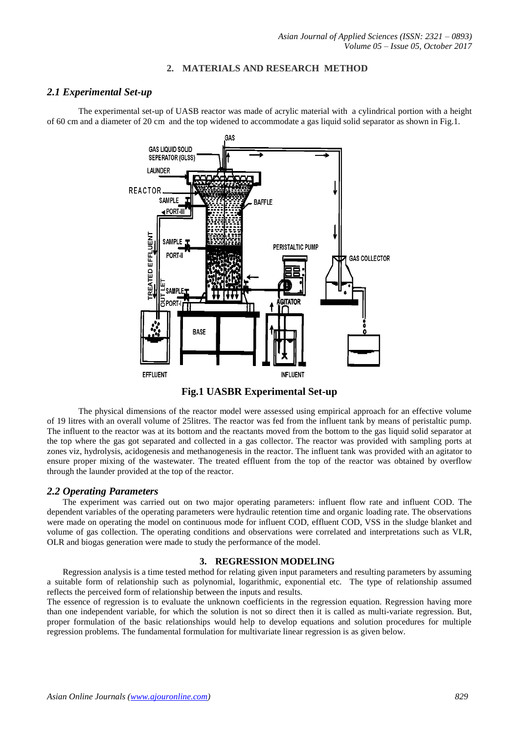## 2. MATERIALS AND RESEARCH METHOD

### *2.1 Experimental Set-up*

The experimental set-up of UASB reactor was made of acrylic material with a cylindrical portion with a height of 60 cm and a diameter of 20 cm and the top widened to accommodate a gas liquid solid separator as shown in Fig.1.

**Fig.1 UASBR Experimental Set-up**

The physical dimensions of the reactor model were assessed using empirical approach for an effective volume of 19 litres with an overall volume of 25litres. The reactor was fed from the influent tank by means of peristaltic pump. The influent to the reactor was at its bottom and the reactants moved from the bottom to the gas liquid solid separator at the top where the gas got separated and collected in a gas collector. The reactor was provided with sampling ports at zones viz, hydrolysis, acidogenesis and methanogenesis in the reactor. The influent tank was provided with an agitator to ensure proper mixing of the wastewater. The treated effluent from the top of the reactor was obtained by overflow through the launder provided at the top of the reactor.

### *2.2 Operating Parameters*

The experiment was carried out on two major operating parameters: influent flow rate and influent COD. The dependent variables of the operating parameters were hydraulic retention time and organic loading rate. The observations were made on operating the model on continuous mode for influent COD, effluent COD, VSS in the sludge blanket and volume of gas collection. The operating conditions and observations were correlated and interpretations such as VLR, OLR and biogas generation were made to study the performance of the model.

## 3. REGRESSION MODELING

Regression analysis is a time tested method for relating given input parameters and resulting parameters by assuming a suitable form of relationship such as polynomial, logarithmic, exponential etc. The type of relationship assumed reflects the perceived form of relationship between the inputs and results.

The essence of regression is to evaluate the unknown coefficients in the regression equation. Regression having more than one independent variable, for which the solution is not so direct then it is called as multi-variate regression. But, proper formulation of the basic relationships would help to develop equations and solution procedures for multiple regression problems. The fundamental formulation for multivariate linear regression is as given below.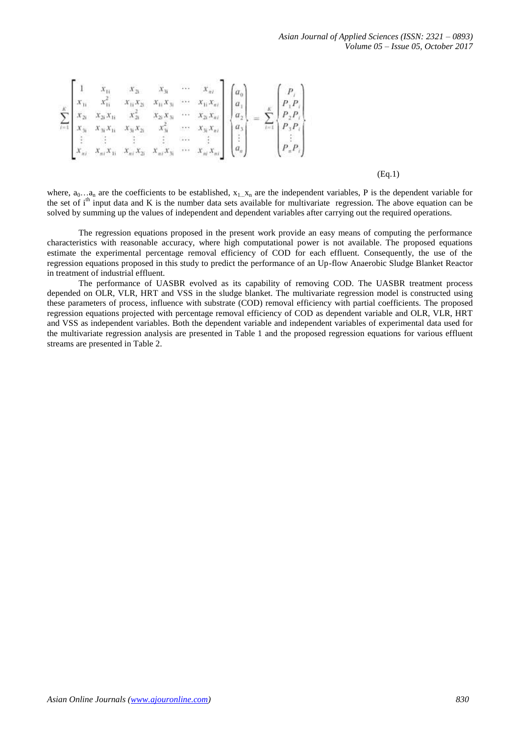$$\sum_{i=1}^{K}\begin{bmatrix} 1 & x_{1i} & x_{2i} & x_{3i} & \cdots & x_{ni} \\ x_{1i} & x_{1i}^2 & x_{1i}x_{2i} & x_{1i}x_{3i} & \cdots & x_{1i}x_{ni} \\ x_{2i} & x_{2i}x_{1i} & x_{2i}^2 & x_{2i}x_{3i} & \cdots & x_{2i}x_{ni} \\ x_{3i} & x_{3i}x_{1i} & x_{3i}x_{2i} & x_{3i}^2 & \cdots & x_{3i}x_{ni} \\ \vdots & \vdots & \vdots & \vdots & \cdots & \vdots \\ x_{ni} & x_{ni}x_{1i} & x_{ni}x_{2i} & x_{ni}x_{3i} & \cdots & x_{ni}x_{ni} \end{bmatrix} \begin{Bmatrix} a_0 \\ a_1 \\ a_2 \\ a_3 \\ \vdots \\ a_n \end{Bmatrix} = \sum_{i=1}^{K}\begin{Bmatrix} P_i \\ P_1P_i \\ P_2P_i \\ P_3P_i \\ \vdots \\ P_nP_i \end{Bmatrix}$$

(Eq.1)

where, $a_0 \ldots a_n$ are the coefficients to be established, $x_1 \ldots x_n$ are the independent variables, P is the dependent variable for the set of $i^{th}$ input data and K is the number data sets available for multivariate regression. The above equation can be solved by summing up the values of independent and dependent variables after carrying out the required operations.

The regression equations proposed in the present work provide an easy means of computing the performance characteristics with reasonable accuracy, where high computational power is not available. The proposed equations estimate the experimental percentage removal efficiency of COD for each effluent. Consequently, the use of the regression equations proposed in this study to predict the performance of an Up-flow Anaerobic Sludge Blanket Reactor in treatment of industrial effluent.

The performance of UASBR evolved as its capability of removing COD. The UASBR treatment process depended on OLR, VLR, HRT and VSS in the sludge blanket. The multivariate regression model is constructed using these parameters of process, influence with substrate (COD) removal efficiency with partial coefficients. The proposed regression equations projected with percentage removal efficiency of COD as dependent variable and OLR, VLR, HRT and VSS as independent variables. Both the dependent variable and independent variables of experimental data used for the multivariate regression analysis are presented in Table 1 and the proposed regression equations for various effluent streams are presented in Table 2.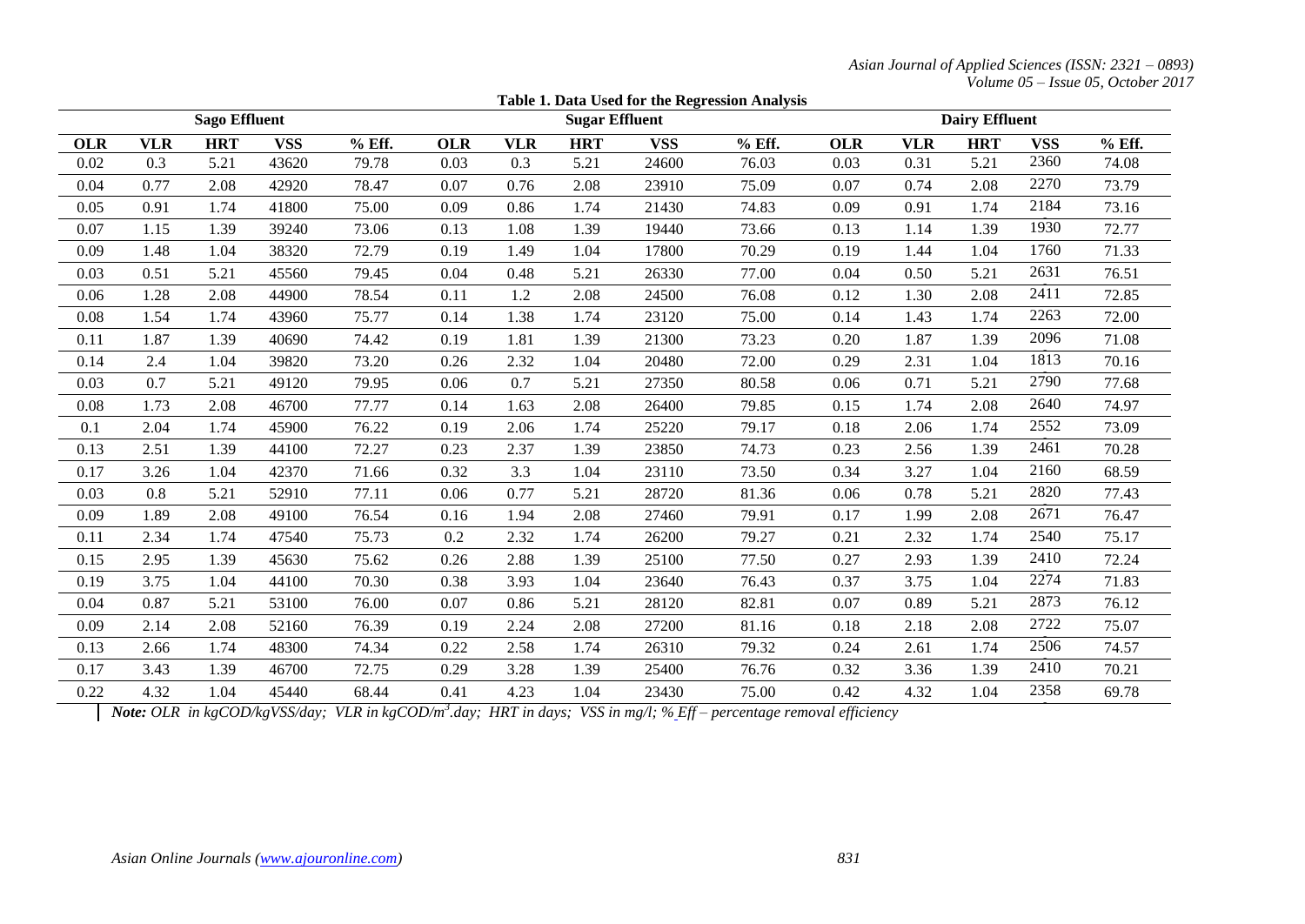**Table 1. Data Used for the Regression Analysis**

| Sago Effluent | | | | | Sugar Effluent | | | | | Dairy Effluent | | | | |
|---|---|---|---|---|---|---|---|---|---|---|---|---|---|---|
| **OLR** | **VLR** | **HRT** | **VSS** | **% Eff.** | **OLR** | **VLR** | **HRT** | **VSS** | **% Eff.** | **OLR** | **VLR** | **HRT** | **VSS** | **% Eff.** |
| 0.02 | 0.3 | 5.21 | 43620 | 79.78 | 0.03 | 0.3 | 5.21 | 24600 | 76.03 | 0.03 | 0.31 | 5.21 | 2360 | 74.08 |
| 0.04 | 0.77 | 2.08 | 42920 | 78.47 | 0.07 | 0.76 | 2.08 | 23910 | 75.09 | 0.07 | 0.74 | 2.08 | 2270 | 73.79 |
| 0.05 | 0.91 | 1.74 | 41800 | 75.00 | 0.09 | 0.86 | 1.74 | 21430 | 74.83 | 0.09 | 0.91 | 1.74 | 2184 | 73.16 |
| 0.07 | 1.15 | 1.39 | 39240 | 73.06 | 0.13 | 1.08 | 1.39 | 19440 | 73.66 | 0.13 | 1.14 | 1.39 | 1930 | 72.77 |
| 0.09 | 1.48 | 1.04 | 38320 | 72.79 | 0.19 | 1.49 | 1.04 | 17800 | 70.29 | 0.19 | 1.44 | 1.04 | 1760 | 71.33 |
| 0.03 | 0.51 | 5.21 | 45560 | 79.45 | 0.04 | 0.48 | 5.21 | 26330 | 77.00 | 0.04 | 0.50 | 5.21 | 2631 | 76.51 |
| 0.06 | 1.28 | 2.08 | 44900 | 78.54 | 0.11 | 1.2 | 2.08 | 24500 | 76.08 | 0.12 | 1.30 | 2.08 | 2411 | 72.85 |
| 0.08 | 1.54 | 1.74 | 43960 | 75.77 | 0.14 | 1.38 | 1.74 | 23120 | 75.00 | 0.14 | 1.43 | 1.74 | 2263 | 72.00 |
| 0.11 | 1.87 | 1.39 | 40690 | 74.42 | 0.19 | 1.81 | 1.39 | 21300 | 73.23 | 0.20 | 1.87 | 1.39 | 2096 | 71.08 |
| 0.14 | 2.4 | 1.04 | 39820 | 73.20 | 0.26 | 2.32 | 1.04 | 20480 | 72.00 | 0.29 | 2.31 | 1.04 | 1813 | 70.16 |
| 0.03 | 0.7 | 5.21 | 49120 | 79.95 | 0.06 | 0.7 | 5.21 | 27350 | 80.58 | 0.06 | 0.71 | 5.21 | 2790 | 77.68 |
| 0.08 | 1.73 | 2.08 | 46700 | 77.77 | 0.14 | 1.63 | 2.08 | 26400 | 79.85 | 0.15 | 1.74 | 2.08 | 2640 | 74.97 |
| 0.1 | 2.04 | 1.74 | 45900 | 76.22 | 0.19 | 2.06 | 1.74 | 25220 | 79.17 | 0.18 | 2.06 | 1.74 | 2552 | 73.09 |
| 0.13 | 2.51 | 1.39 | 44100 | 72.27 | 0.23 | 2.37 | 1.39 | 23850 | 74.73 | 0.23 | 2.56 | 1.39 | 2461 | 70.28 |
| 0.17 | 3.26 | 1.04 | 42370 | 71.66 | 0.32 | 3.3 | 1.04 | 23110 | 73.50 | 0.34 | 3.27 | 1.04 | 2160 | 68.59 |
| 0.03 | 0.8 | 5.21 | 52910 | 77.11 | 0.06 | 0.77 | 5.21 | 28720 | 81.36 | 0.06 | 0.78 | 5.21 | 2820 | 77.43 |
| 0.09 | 1.89 | 2.08 | 49100 | 76.54 | 0.16 | 1.94 | 2.08 | 27460 | 79.91 | 0.17 | 1.99 | 2.08 | 2671 | 76.47 |
| 0.11 | 2.34 | 1.74 | 47540 | 75.73 | 0.2 | 2.32 | 1.74 | 26200 | 79.27 | 0.21 | 2.32 | 1.74 | 2540 | 75.17 |
| 0.15 | 2.95 | 1.39 | 45630 | 75.62 | 0.26 | 2.88 | 1.39 | 25100 | 77.50 | 0.27 | 2.93 | 1.39 | 2410 | 72.24 |
| 0.19 | 3.75 | 1.04 | 44100 | 70.30 | 0.38 | 3.93 | 1.04 | 23640 | 76.43 | 0.37 | 3.75 | 1.04 | 2274 | 71.83 |
| 0.04 | 0.87 | 5.21 | 53100 | 76.00 | 0.07 | 0.86 | 5.21 | 28120 | 82.81 | 0.07 | 0.89 | 5.21 | 2873 | 76.12 |
| 0.09 | 2.14 | 2.08 | 52160 | 76.39 | 0.19 | 2.24 | 2.08 | 27200 | 81.16 | 0.18 | 2.18 | 2.08 | 2722 | 75.07 |
| 0.13 | 2.66 | 1.74 | 48300 | 74.34 | 0.22 | 2.58 | 1.74 | 26310 | 79.32 | 0.24 | 2.61 | 1.74 | 2506 | 74.57 |
| 0.17 | 3.43 | 1.39 | 46700 | 72.75 | 0.29 | 3.28 | 1.39 | 25400 | 76.76 | 0.32 | 3.36 | 1.39 | 2410 | 70.21 |
| 0.22 | 4.32 | 1.04 | 45440 | 68.44 | 0.41 | 4.23 | 1.04 | 23430 | 75.00 | 0.42 | 4.32 | 1.04 | 2358 | 69.78 |

***Note:*** *OLR in kgCOD/kgVSS/day; VLR in kgCOD/m$^3$.day; HRT in days; VSS in mg/l; % Eff – percentage removal efficiency*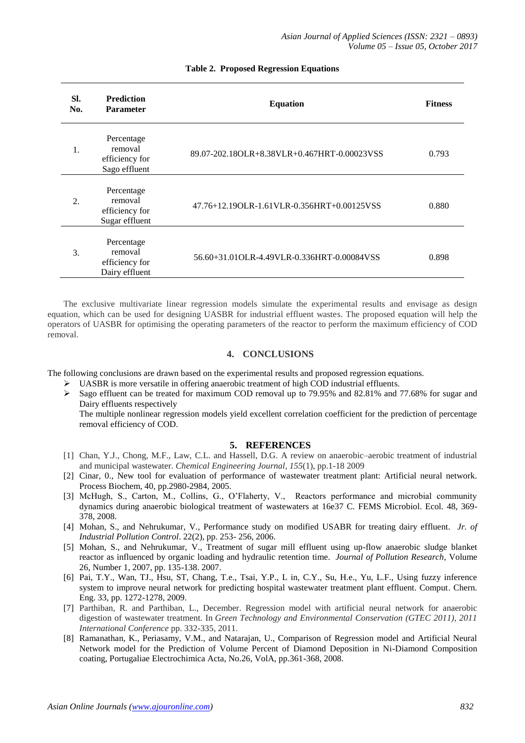**Table 2. Proposed Regression Equations**

| Sl. No. | Prediction Parameter | Equation | Fitness |
|---|---|---|---|
| 1. | Percentage removal efficiency for Sago effluent | 89.07-202.18OLR+8.38VLR+0.467HRT-0.00023VSS | 0.793 |
| 2. | Percentage removal efficiency for Sugar effluent | 47.76+12.19OLR-1.61VLR-0.356HRT+0.00125VSS | 0.880 |
| 3. | Percentage removal efficiency for Dairy effluent | 56.60+31.01OLR-4.49VLR-0.336HRT-0.00084VSS | 0.898 |

The exclusive multivariate linear regression models simulate the experimental results and envisage as design equation, which can be used for designing UASBR for industrial effluent wastes. The proposed equation will help the operators of UASBR for optimising the operating parameters of the reactor to perform the maximum efficiency of COD removal.

## 4. CONCLUSIONS

The following conclusions are drawn based on the experimental results and proposed regression equations.

- UASBR is more versatile in offering anaerobic treatment of high COD industrial effluents.
- Sago effluent can be treated for maximum COD removal up to 79.95% and 82.81% and 77.68% for sugar and Dairy effluents respectively

  The multiple nonlinear regression models yield excellent correlation coefficient for the prediction of percentage removal efficiency of COD.

## 5. REFERENCES

[1] Chan, Y.J., Chong, M.F., Law, C.L. and Hassell, D.G. A review on anaerobic–aerobic treatment of industrial and municipal wastewater. *Chemical Engineering Journal*, *155*(1), pp.1-18 2009

[2] Cinar, 0., New tool for evaluation of performance of wastewater treatment plant: Artificial neural network. Process Biochem, 40, pp.2980-2984, 2005.

[3] McHugh, S., Carton, M., Collins, G., O'Flaherty, V., Reactors performance and microbial community dynamics during anaerobic biological treatment of wastewaters at 16e37 C. FEMS Microbiol. Ecol. 48, 369-378, 2008.

[4] Mohan, S., and Nehrukumar, V., Performance study on modified USABR for treating dairy effluent. *Jr. of Industrial Pollution Control*. 22(2), pp. 253- 256, 2006.

[5] Mohan, S., and Nehrukumar, V., Treatment of sugar mill effluent using up-flow anaerobic sludge blanket reactor as influenced by organic loading and hydraulic retention time. *Journal of Pollution Research*, Volume 26, Number 1, 2007, pp. 135-138. 2007.

[6] Pai, T.Y., Wan, TJ., Hsu, ST, Chang, T.e., Tsai, Y.P., L in, C.Y., Su, H.e., Yu, L.F., Using fuzzy inference system to improve neural network for predicting hospital wastewater treatment plant effluent. Comput. Chern. Eng. 33, pp. 1272-1278, 2009.

[7] Parthiban, R. and Parthiban, L., December. Regression model with artificial neural network for anaerobic digestion of wastewater treatment. In *Green Technology and Environmental Conservation (GTEC 2011), 2011 International Conference* pp. 332-335, 2011.

[8] Ramanathan, K., Periasamy, V.M., and Natarajan, U., Comparison of Regression model and Artificial Neural Network model for the Prediction of Volume Percent of Diamond Deposition in Ni-Diamond Composition coating, Portugaliae Electrochimica Acta, No.26, VolA, pp.361-368, 2008.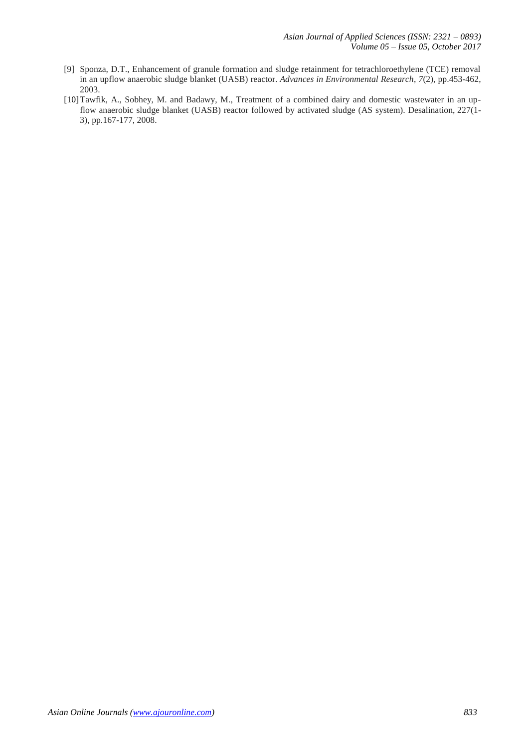[9] Sponza, D.T., Enhancement of granule formation and sludge retainment for tetrachloroethylene (TCE) removal in an upflow anaerobic sludge blanket (UASB) reactor. *Advances in Environmental Research*, *7*(2), pp.453-462, 2003.

[10] Tawfik, A., Sobhey, M. and Badawy, M., Treatment of a combined dairy and domestic wastewater in an up-flow anaerobic sludge blanket (UASB) reactor followed by activated sludge (AS system). Desalination, 227(1-3), pp.167-177, 2008.